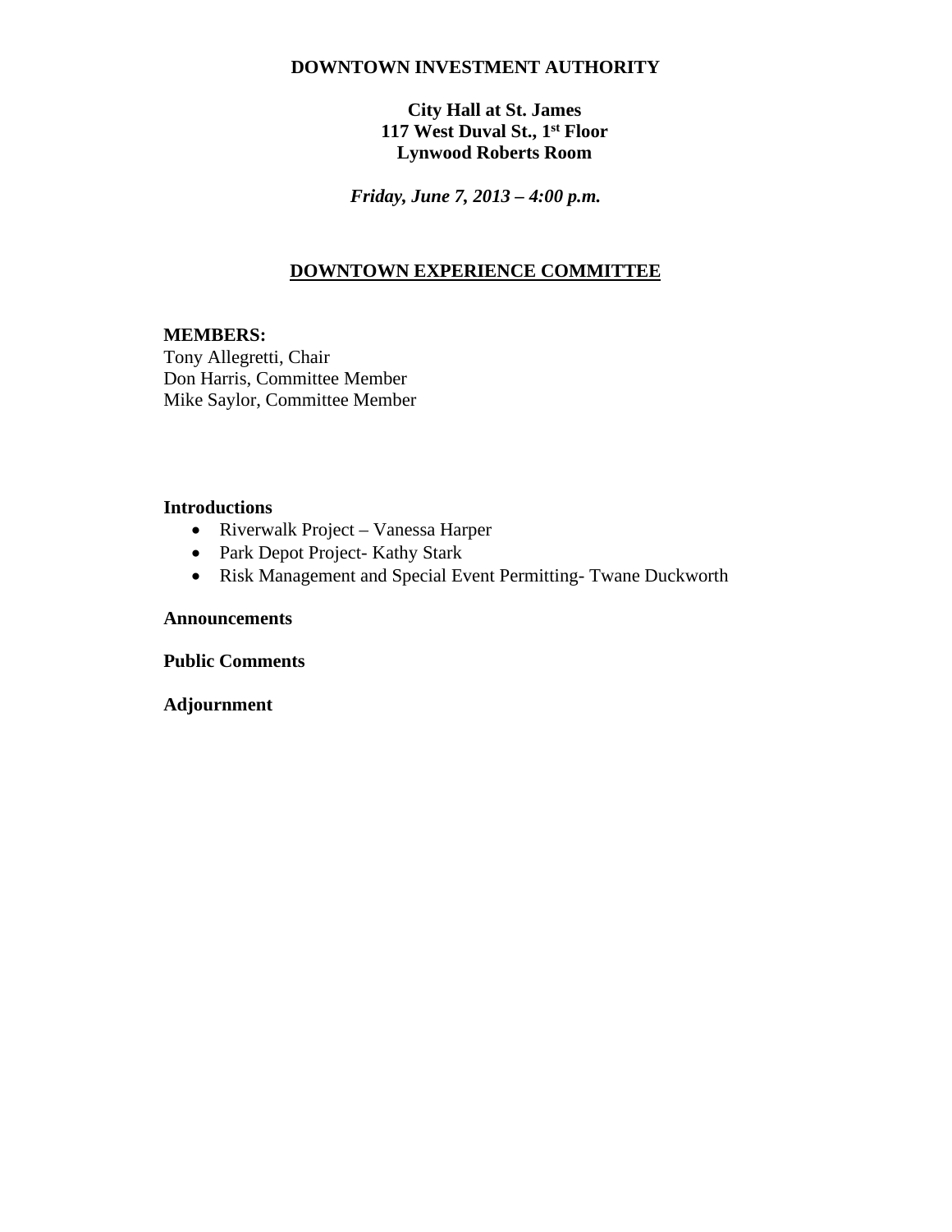**DOWNTOWN INVESTMENT AUTHORITY**

**City Hall at St. James**
**117 West Duval St., 1st Floor**
**Lynwood Roberts Room**

***Friday, June 7, 2013 – 4:00 p.m.***

## DOWNTOWN EXPERIENCE COMMITTEE

**MEMBERS:**
Tony Allegretti, Chair
Don Harris, Committee Member
Mike Saylor, Committee Member

**Introductions**

- Riverwalk Project – Vanessa Harper
- Park Depot Project- Kathy Stark
- Risk Management and Special Event Permitting- Twane Duckworth

**Announcements**

**Public Comments**

**Adjournment**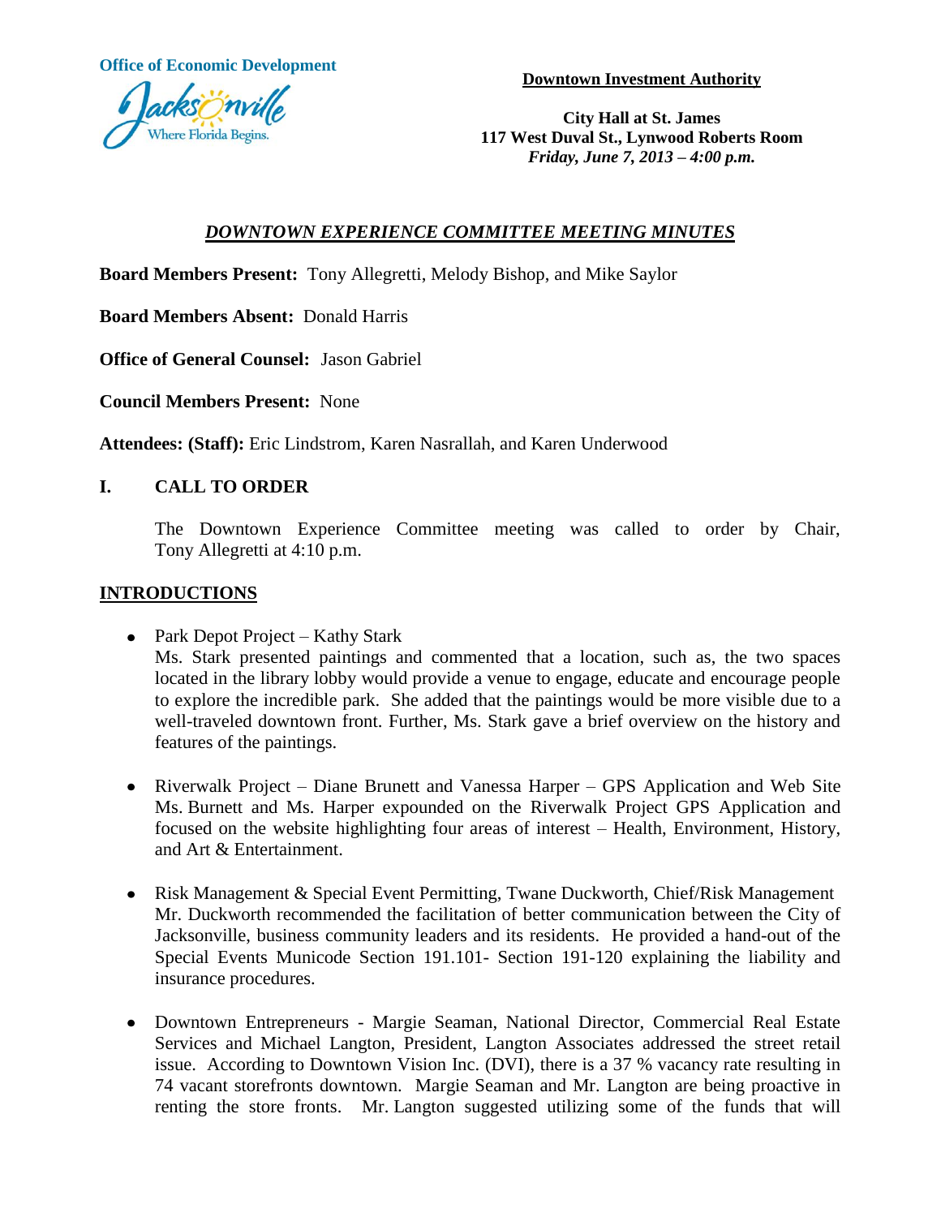Office of Economic Development

**Downtown Investment Authority**

**City Hall at St. James**
**117 West Duval St., Lynwood Roberts Room**
***Friday, June 7, 2013 – 4:00 p.m.***

## *DOWNTOWN EXPERIENCE COMMITTEE MEETING MINUTES*

**Board Members Present:** Tony Allegretti, Melody Bishop, and Mike Saylor

**Board Members Absent:** Donald Harris

**Office of General Counsel:** Jason Gabriel

**Council Members Present:** None

**Attendees: (Staff):** Eric Lindstrom, Karen Nasrallah, and Karen Underwood

## I. CALL TO ORDER

The Downtown Experience Committee meeting was called to order by Chair, Tony Allegretti at 4:10 p.m.

## INTRODUCTIONS

- Park Depot Project – Kathy Stark
  Ms. Stark presented paintings and commented that a location, such as, the two spaces located in the library lobby would provide a venue to engage, educate and encourage people to explore the incredible park. She added that the paintings would be more visible due to a well-traveled downtown front. Further, Ms. Stark gave a brief overview on the history and features of the paintings.

- Riverwalk Project – Diane Brunett and Vanessa Harper – GPS Application and Web Site
  Ms. Burnett and Ms. Harper expounded on the Riverwalk Project GPS Application and focused on the website highlighting four areas of interest – Health, Environment, History, and Art & Entertainment.

- Risk Management & Special Event Permitting, Twane Duckworth, Chief/Risk Management
  Mr. Duckworth recommended the facilitation of better communication between the City of Jacksonville, business community leaders and its residents. He provided a hand-out of the Special Events Municode Section 191.101- Section 191-120 explaining the liability and insurance procedures.

- Downtown Entrepreneurs - Margie Seaman, National Director, Commercial Real Estate Services and Michael Langton, President, Langton Associates addressed the street retail issue. According to Downtown Vision Inc. (DVI), there is a 37 % vacancy rate resulting in 74 vacant storefronts downtown. Margie Seaman and Mr. Langton are being proactive in renting the store fronts. Mr. Langton suggested utilizing some of the funds that will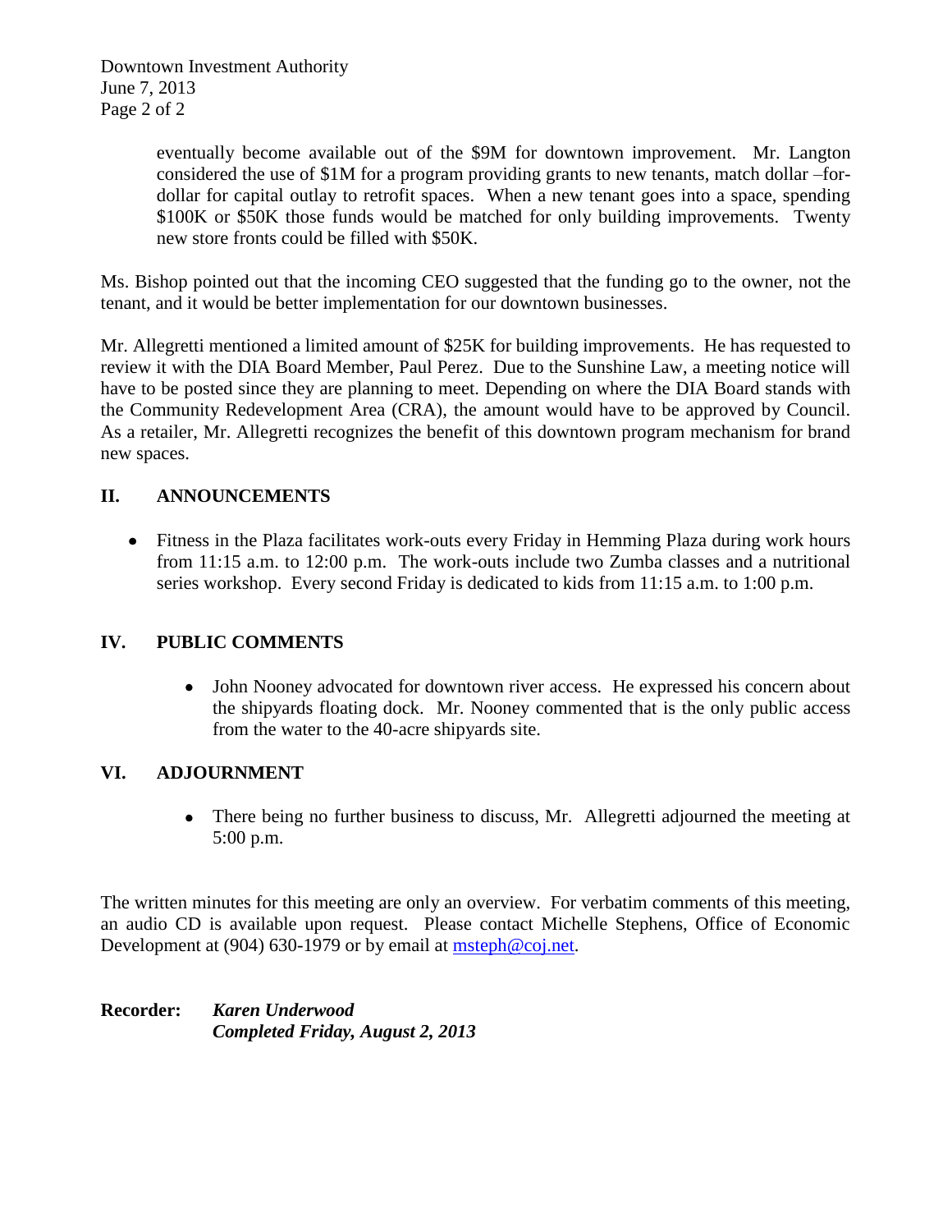eventually become available out of the $9M for downtown improvement. Mr. Langton considered the use of $1M for a program providing grants to new tenants, match dollar –for-dollar for capital outlay to retrofit spaces. When a new tenant goes into a space, spending $100K or $50K those funds would be matched for only building improvements. Twenty new store fronts could be filled with $50K.

Ms. Bishop pointed out that the incoming CEO suggested that the funding go to the owner, not the tenant, and it would be better implementation for our downtown businesses.

Mr. Allegretti mentioned a limited amount of $25K for building improvements. He has requested to review it with the DIA Board Member, Paul Perez. Due to the Sunshine Law, a meeting notice will have to be posted since they are planning to meet. Depending on where the DIA Board stands with the Community Redevelopment Area (CRA), the amount would have to be approved by Council. As a retailer, Mr. Allegretti recognizes the benefit of this downtown program mechanism for brand new spaces.

## II. ANNOUNCEMENTS

- Fitness in the Plaza facilitates work-outs every Friday in Hemming Plaza during work hours from 11:15 a.m. to 12:00 p.m. The work-outs include two Zumba classes and a nutritional series workshop. Every second Friday is dedicated to kids from 11:15 a.m. to 1:00 p.m.

## IV. PUBLIC COMMENTS

- John Nooney advocated for downtown river access. He expressed his concern about the shipyards floating dock. Mr. Nooney commented that is the only public access from the water to the 40-acre shipyards site.

## VI. ADJOURNMENT

- There being no further business to discuss, Mr. Allegretti adjourned the meeting at 5:00 p.m.

The written minutes for this meeting are only an overview. For verbatim comments of this meeting, an audio CD is available upon request. Please contact Michelle Stephens, Office of Economic Development at (904) 630-1979 or by email at msteph@coj.net.

**Recorder:** ***Karen Underwood***
***Completed Friday, August 2, 2013***